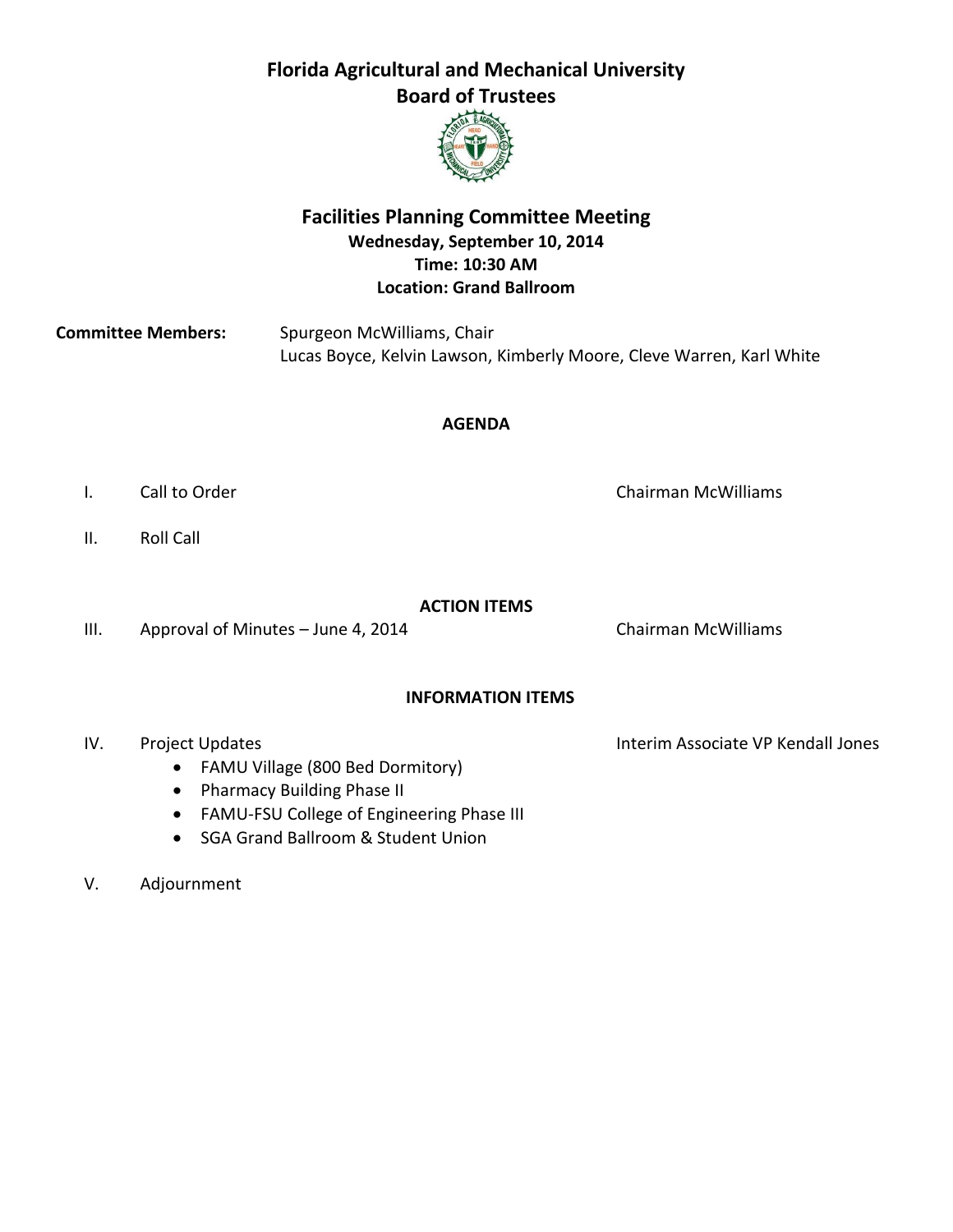# Florida Agricultural and Mechanical University
# Board of Trustees

## Facilities Planning Committee Meeting

**Wednesday, September 10, 2014**
**Time: 10:30 AM**
**Location: Grand Ballroom**

**Committee Members:** Spurgeon McWilliams, Chair
Lucas Boyce, Kelvin Lawson, Kimberly Moore, Cleve Warren, Karl White

### AGENDA

I. Call to Order — Chairman McWilliams

II. Roll Call

### ACTION ITEMS

III. Approval of Minutes – June 4, 2014 — Chairman McWilliams

### INFORMATION ITEMS

IV. Project Updates — Interim Associate VP Kendall Jones
- FAMU Village (800 Bed Dormitory)
- Pharmacy Building Phase II
- FAMU-FSU College of Engineering Phase III
- SGA Grand Ballroom & Student Union

V. Adjournment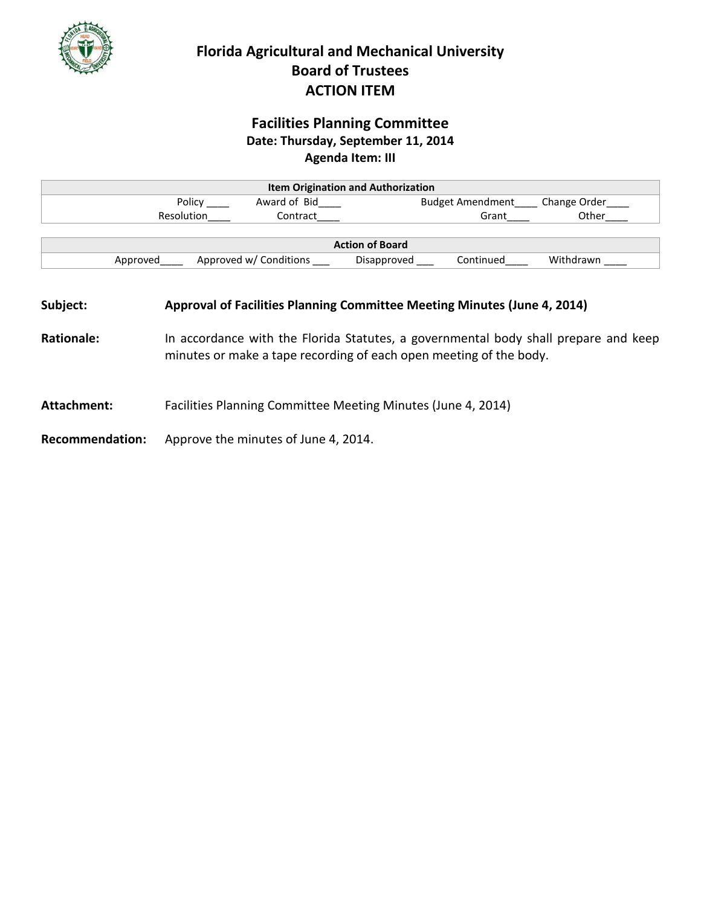# Florida Agricultural and Mechanical University
## Board of Trustees
## ACTION ITEM

### Facilities Planning Committee
**Date: Thursday, September 11, 2014**
**Agenda Item: III**

| Item Origination and Authorization | | | |
|---|---|---|---|
| Policy ____ | Award of Bid____ | Budget Amendment____ | Change Order____ |
| Resolution____ | Contract____ | Grant____ | Other____ |

| Action of Board | | | | |
|---|---|---|---|---|
| Approved____ | Approved w/ Conditions ___ | Disapproved ___ | Continued____ | Withdrawn ____ |

**Subject:** **Approval of Facilities Planning Committee Meeting Minutes (June 4, 2014)**

**Rationale:** In accordance with the Florida Statutes, a governmental body shall prepare and keep minutes or make a tape recording of each open meeting of the body.

**Attachment:** Facilities Planning Committee Meeting Minutes (June 4, 2014)

**Recommendation:** Approve the minutes of June 4, 2014.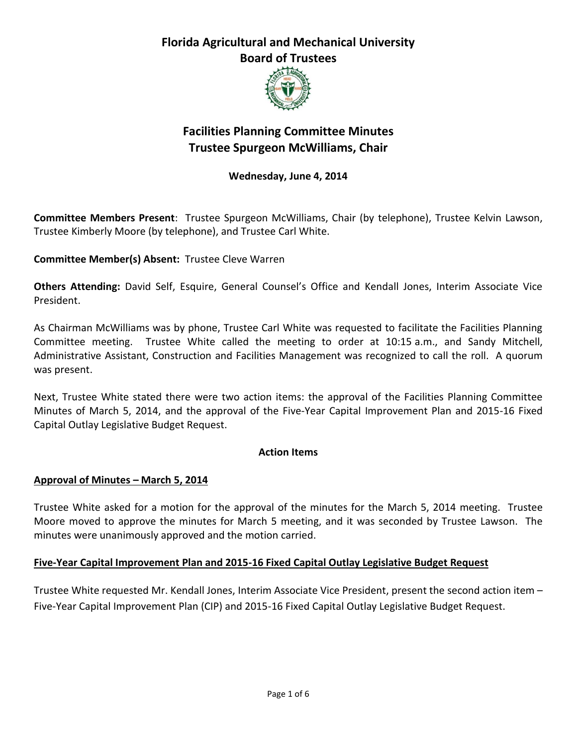# Florida Agricultural and Mechanical University
# Board of Trustees

## Facilities Planning Committee Minutes
## Trustee Spurgeon McWilliams, Chair

**Wednesday, June 4, 2014**

**Committee Members Present**: Trustee Spurgeon McWilliams, Chair (by telephone), Trustee Kelvin Lawson, Trustee Kimberly Moore (by telephone), and Trustee Carl White.

**Committee Member(s) Absent:** Trustee Cleve Warren

**Others Attending:** David Self, Esquire, General Counsel's Office and Kendall Jones, Interim Associate Vice President.

As Chairman McWilliams was by phone, Trustee Carl White was requested to facilitate the Facilities Planning Committee meeting. Trustee White called the meeting to order at 10:15 a.m., and Sandy Mitchell, Administrative Assistant, Construction and Facilities Management was recognized to call the roll. A quorum was present.

Next, Trustee White stated there were two action items: the approval of the Facilities Planning Committee Minutes of March 5, 2014, and the approval of the Five-Year Capital Improvement Plan and 2015-16 Fixed Capital Outlay Legislative Budget Request.

**Action Items**

**Approval of Minutes – March 5, 2014**

Trustee White asked for a motion for the approval of the minutes for the March 5, 2014 meeting. Trustee Moore moved to approve the minutes for March 5 meeting, and it was seconded by Trustee Lawson. The minutes were unanimously approved and the motion carried.

**Five-Year Capital Improvement Plan and 2015-16 Fixed Capital Outlay Legislative Budget Request**

Trustee White requested Mr. Kendall Jones, Interim Associate Vice President, present the second action item – Five-Year Capital Improvement Plan (CIP) and 2015-16 Fixed Capital Outlay Legislative Budget Request.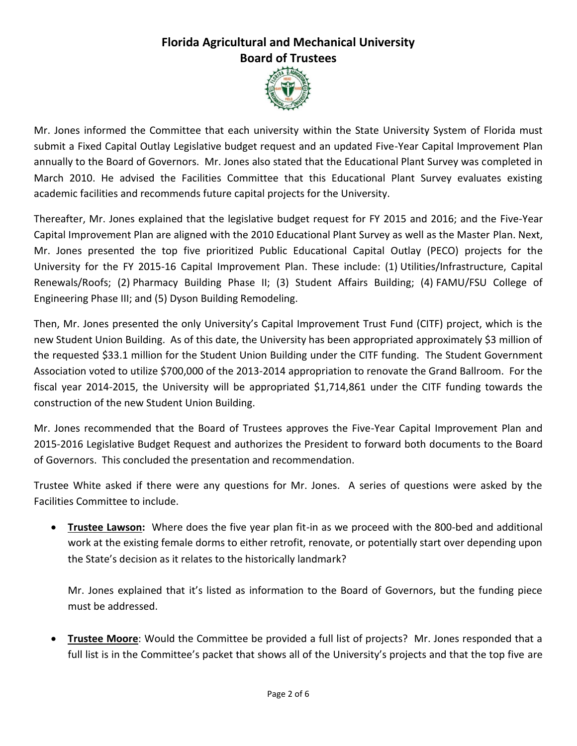Mr. Jones informed the Committee that each university within the State University System of Florida must submit a Fixed Capital Outlay Legislative budget request and an updated Five-Year Capital Improvement Plan annually to the Board of Governors. Mr. Jones also stated that the Educational Plant Survey was completed in March 2010. He advised the Facilities Committee that this Educational Plant Survey evaluates existing academic facilities and recommends future capital projects for the University.

Thereafter, Mr. Jones explained that the legislative budget request for FY 2015 and 2016; and the Five-Year Capital Improvement Plan are aligned with the 2010 Educational Plant Survey as well as the Master Plan. Next, Mr. Jones presented the top five prioritized Public Educational Capital Outlay (PECO) projects for the University for the FY 2015-16 Capital Improvement Plan. These include: (1) Utilities/Infrastructure, Capital Renewals/Roofs; (2) Pharmacy Building Phase II; (3) Student Affairs Building; (4) FAMU/FSU College of Engineering Phase III; and (5) Dyson Building Remodeling.

Then, Mr. Jones presented the only University's Capital Improvement Trust Fund (CITF) project, which is the new Student Union Building. As of this date, the University has been appropriated approximately $3 million of the requested $33.1 million for the Student Union Building under the CITF funding. The Student Government Association voted to utilize $700,000 of the 2013-2014 appropriation to renovate the Grand Ballroom. For the fiscal year 2014-2015, the University will be appropriated $1,714,861 under the CITF funding towards the construction of the new Student Union Building.

Mr. Jones recommended that the Board of Trustees approves the Five-Year Capital Improvement Plan and 2015-2016 Legislative Budget Request and authorizes the President to forward both documents to the Board of Governors. This concluded the presentation and recommendation.

Trustee White asked if there were any questions for Mr. Jones. A series of questions were asked by the Facilities Committee to include.

- **<u>Trustee Lawson</u>:** Where does the five year plan fit-in as we proceed with the 800-bed and additional work at the existing female dorms to either retrofit, renovate, or potentially start over depending upon the State's decision as it relates to the historically landmark?

  Mr. Jones explained that it's listed as information to the Board of Governors, but the funding piece must be addressed.

- **<u>Trustee Moore</u>**: Would the Committee be provided a full list of projects? Mr. Jones responded that a full list is in the Committee's packet that shows all of the University's projects and that the top five are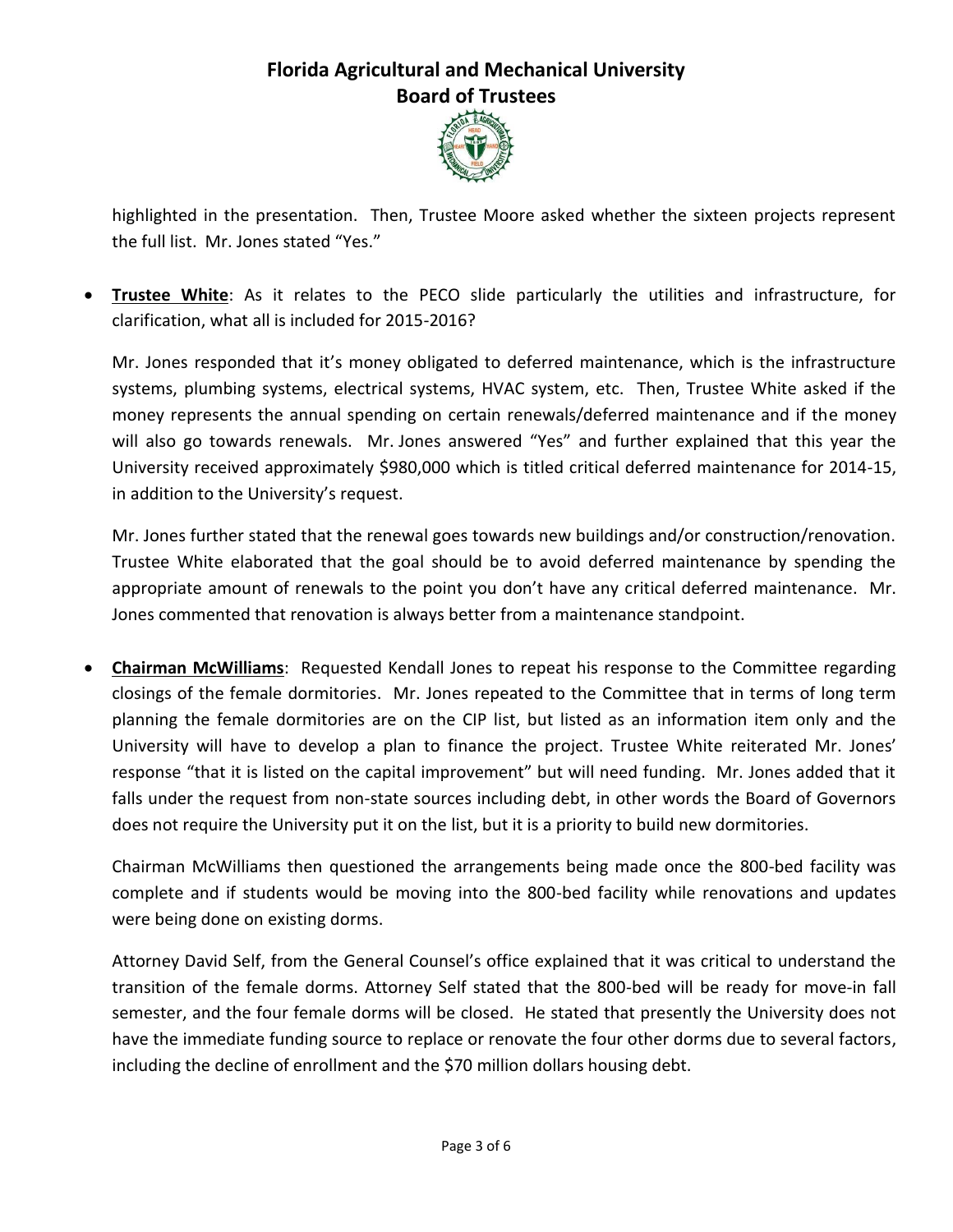highlighted in the presentation. Then, Trustee Moore asked whether the sixteen projects represent the full list. Mr. Jones stated "Yes."

- **Trustee White**: As it relates to the PECO slide particularly the utilities and infrastructure, for clarification, what all is included for 2015-2016?

  Mr. Jones responded that it's money obligated to deferred maintenance, which is the infrastructure systems, plumbing systems, electrical systems, HVAC system, etc. Then, Trustee White asked if the money represents the annual spending on certain renewals/deferred maintenance and if the money will also go towards renewals. Mr. Jones answered "Yes" and further explained that this year the University received approximately $980,000 which is titled critical deferred maintenance for 2014-15, in addition to the University's request.

  Mr. Jones further stated that the renewal goes towards new buildings and/or construction/renovation. Trustee White elaborated that the goal should be to avoid deferred maintenance by spending the appropriate amount of renewals to the point you don't have any critical deferred maintenance. Mr. Jones commented that renovation is always better from a maintenance standpoint.

- **Chairman McWilliams**: Requested Kendall Jones to repeat his response to the Committee regarding closings of the female dormitories. Mr. Jones repeated to the Committee that in terms of long term planning the female dormitories are on the CIP list, but listed as an information item only and the University will have to develop a plan to finance the project. Trustee White reiterated Mr. Jones' response "that it is listed on the capital improvement" but will need funding. Mr. Jones added that it falls under the request from non-state sources including debt, in other words the Board of Governors does not require the University put it on the list, but it is a priority to build new dormitories.

  Chairman McWilliams then questioned the arrangements being made once the 800-bed facility was complete and if students would be moving into the 800-bed facility while renovations and updates were being done on existing dorms.

  Attorney David Self, from the General Counsel's office explained that it was critical to understand the transition of the female dorms. Attorney Self stated that the 800-bed will be ready for move-in fall semester, and the four female dorms will be closed. He stated that presently the University does not have the immediate funding source to replace or renovate the four other dorms due to several factors, including the decline of enrollment and the $70 million dollars housing debt.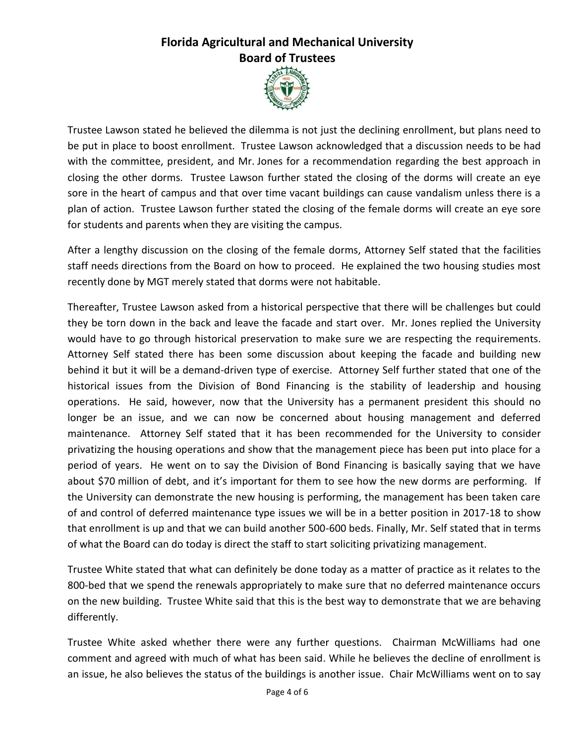Trustee Lawson stated he believed the dilemma is not just the declining enrollment, but plans need to be put in place to boost enrollment. Trustee Lawson acknowledged that a discussion needs to be had with the committee, president, and Mr. Jones for a recommendation regarding the best approach in closing the other dorms. Trustee Lawson further stated the closing of the dorms will create an eye sore in the heart of campus and that over time vacant buildings can cause vandalism unless there is a plan of action. Trustee Lawson further stated the closing of the female dorms will create an eye sore for students and parents when they are visiting the campus.

After a lengthy discussion on the closing of the female dorms, Attorney Self stated that the facilities staff needs directions from the Board on how to proceed. He explained the two housing studies most recently done by MGT merely stated that dorms were not habitable.

Thereafter, Trustee Lawson asked from a historical perspective that there will be challenges but could they be torn down in the back and leave the facade and start over. Mr. Jones replied the University would have to go through historical preservation to make sure we are respecting the requirements. Attorney Self stated there has been some discussion about keeping the facade and building new behind it but it will be a demand-driven type of exercise. Attorney Self further stated that one of the historical issues from the Division of Bond Financing is the stability of leadership and housing operations. He said, however, now that the University has a permanent president this should no longer be an issue, and we can now be concerned about housing management and deferred maintenance. Attorney Self stated that it has been recommended for the University to consider privatizing the housing operations and show that the management piece has been put into place for a period of years. He went on to say the Division of Bond Financing is basically saying that we have about $70 million of debt, and it's important for them to see how the new dorms are performing. If the University can demonstrate the new housing is performing, the management has been taken care of and control of deferred maintenance type issues we will be in a better position in 2017-18 to show that enrollment is up and that we can build another 500-600 beds. Finally, Mr. Self stated that in terms of what the Board can do today is direct the staff to start soliciting privatizing management.

Trustee White stated that what can definitely be done today as a matter of practice as it relates to the 800-bed that we spend the renewals appropriately to make sure that no deferred maintenance occurs on the new building. Trustee White said that this is the best way to demonstrate that we are behaving differently.

Trustee White asked whether there were any further questions. Chairman McWilliams had one comment and agreed with much of what has been said. While he believes the decline of enrollment is an issue, he also believes the status of the buildings is another issue. Chair McWilliams went on to say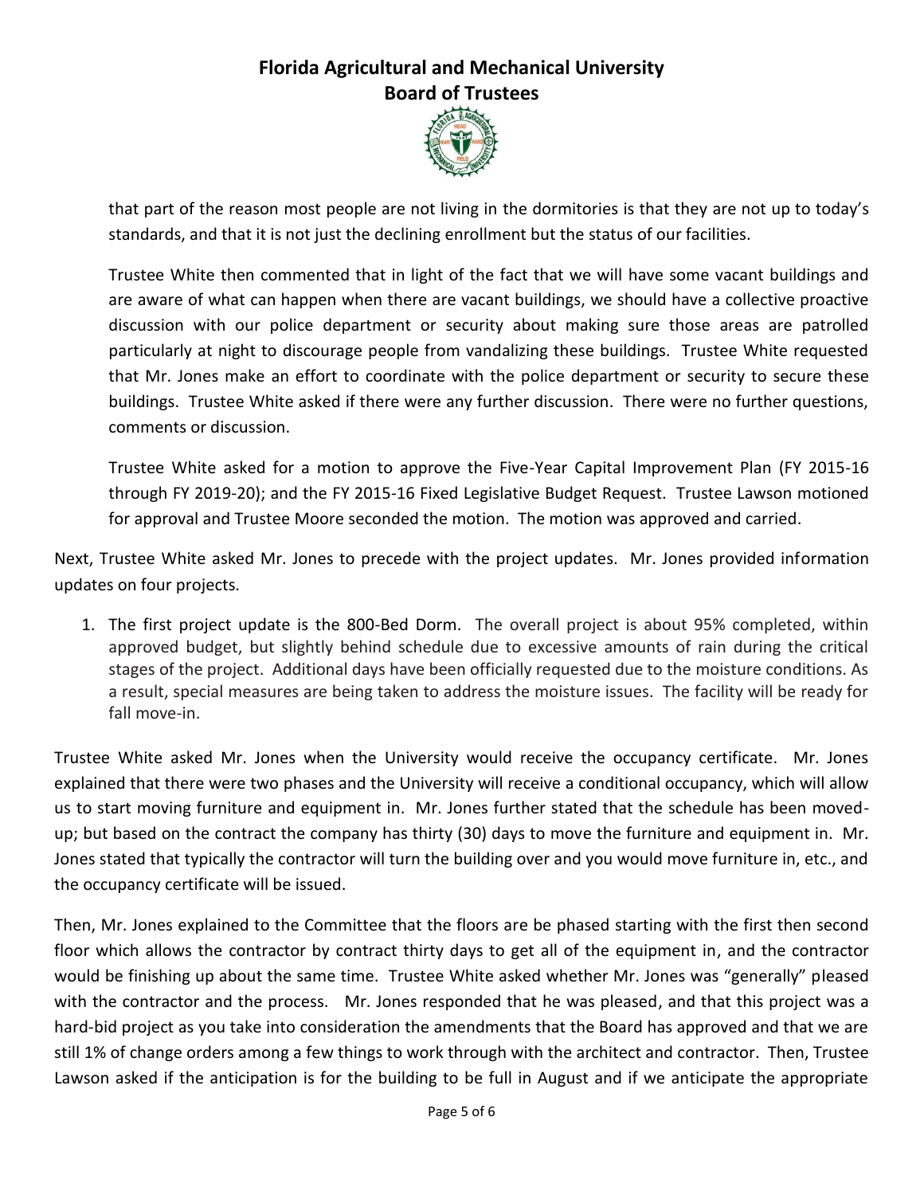that part of the reason most people are not living in the dormitories is that they are not up to today's standards, and that it is not just the declining enrollment but the status of our facilities.

Trustee White then commented that in light of the fact that we will have some vacant buildings and are aware of what can happen when there are vacant buildings, we should have a collective proactive discussion with our police department or security about making sure those areas are patrolled particularly at night to discourage people from vandalizing these buildings. Trustee White requested that Mr. Jones make an effort to coordinate with the police department or security to secure these buildings. Trustee White asked if there were any further discussion. There were no further questions, comments or discussion.

Trustee White asked for a motion to approve the Five-Year Capital Improvement Plan (FY 2015-16 through FY 2019-20); and the FY 2015-16 Fixed Legislative Budget Request. Trustee Lawson motioned for approval and Trustee Moore seconded the motion. The motion was approved and carried.

Next, Trustee White asked Mr. Jones to precede with the project updates. Mr. Jones provided information updates on four projects.

1. The first project update is the 800-Bed Dorm. The overall project is about 95% completed, within approved budget, but slightly behind schedule due to excessive amounts of rain during the critical stages of the project. Additional days have been officially requested due to the moisture conditions. As a result, special measures are being taken to address the moisture issues. The facility will be ready for fall move-in.

Trustee White asked Mr. Jones when the University would receive the occupancy certificate. Mr. Jones explained that there were two phases and the University will receive a conditional occupancy, which will allow us to start moving furniture and equipment in. Mr. Jones further stated that the schedule has been moved-up; but based on the contract the company has thirty (30) days to move the furniture and equipment in. Mr. Jones stated that typically the contractor will turn the building over and you would move furniture in, etc., and the occupancy certificate will be issued.

Then, Mr. Jones explained to the Committee that the floors are be phased starting with the first then second floor which allows the contractor by contract thirty days to get all of the equipment in, and the contractor would be finishing up about the same time. Trustee White asked whether Mr. Jones was "generally" pleased with the contractor and the process. Mr. Jones responded that he was pleased, and that this project was a hard-bid project as you take into consideration the amendments that the Board has approved and that we are still 1% of change orders among a few things to work through with the architect and contractor. Then, Trustee Lawson asked if the anticipation is for the building to be full in August and if we anticipate the appropriate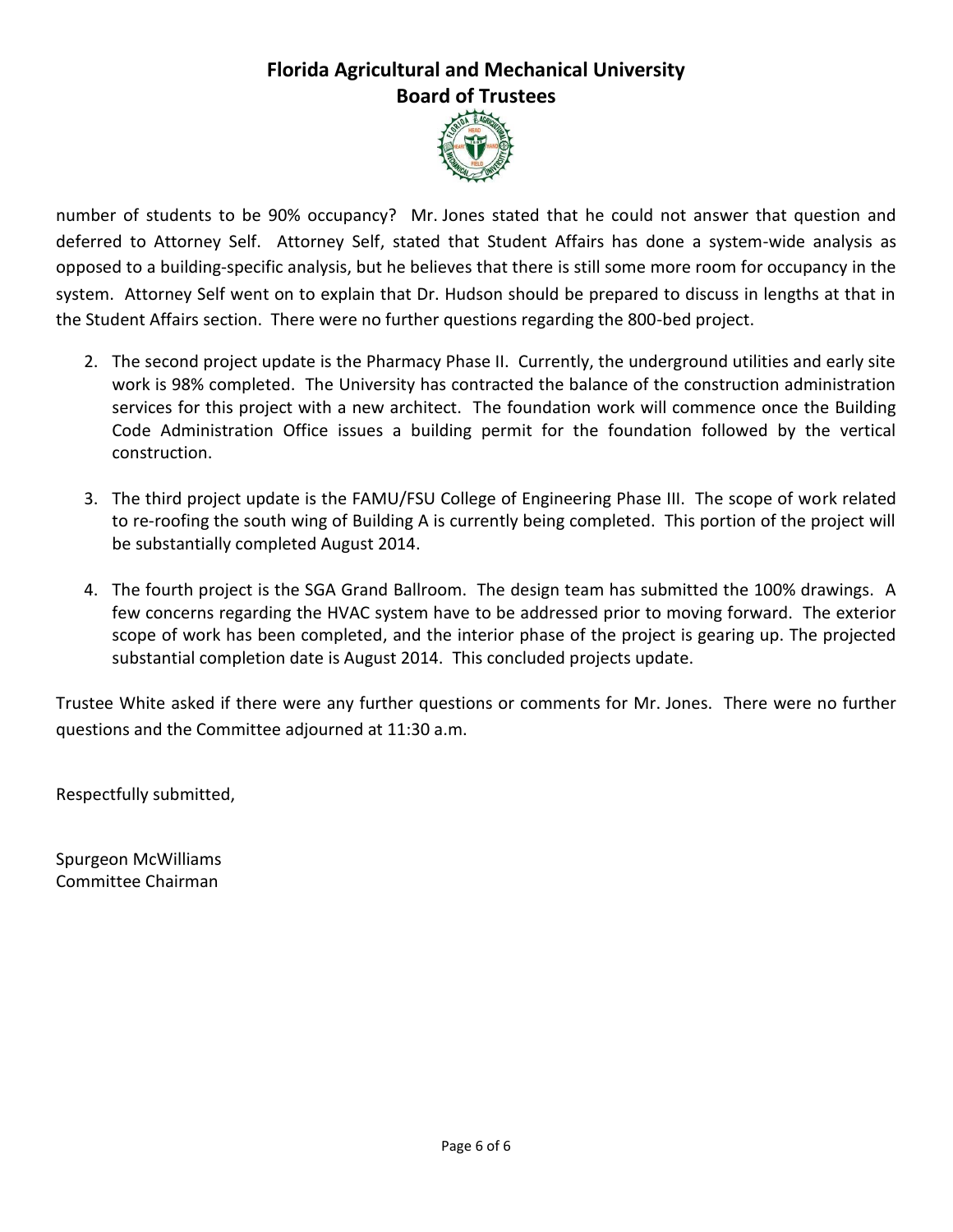number of students to be 90% occupancy? Mr. Jones stated that he could not answer that question and deferred to Attorney Self. Attorney Self, stated that Student Affairs has done a system-wide analysis as opposed to a building-specific analysis, but he believes that there is still some more room for occupancy in the system. Attorney Self went on to explain that Dr. Hudson should be prepared to discuss in lengths at that in the Student Affairs section. There were no further questions regarding the 800-bed project.

2. The second project update is the Pharmacy Phase II. Currently, the underground utilities and early site work is 98% completed. The University has contracted the balance of the construction administration services for this project with a new architect. The foundation work will commence once the Building Code Administration Office issues a building permit for the foundation followed by the vertical construction.

3. The third project update is the FAMU/FSU College of Engineering Phase III. The scope of work related to re-roofing the south wing of Building A is currently being completed. This portion of the project will be substantially completed August 2014.

4. The fourth project is the SGA Grand Ballroom. The design team has submitted the 100% drawings. A few concerns regarding the HVAC system have to be addressed prior to moving forward. The exterior scope of work has been completed, and the interior phase of the project is gearing up. The projected substantial completion date is August 2014. This concluded projects update.

Trustee White asked if there were any further questions or comments for Mr. Jones. There were no further questions and the Committee adjourned at 11:30 a.m.

Respectfully submitted,

Spurgeon McWilliams
Committee Chairman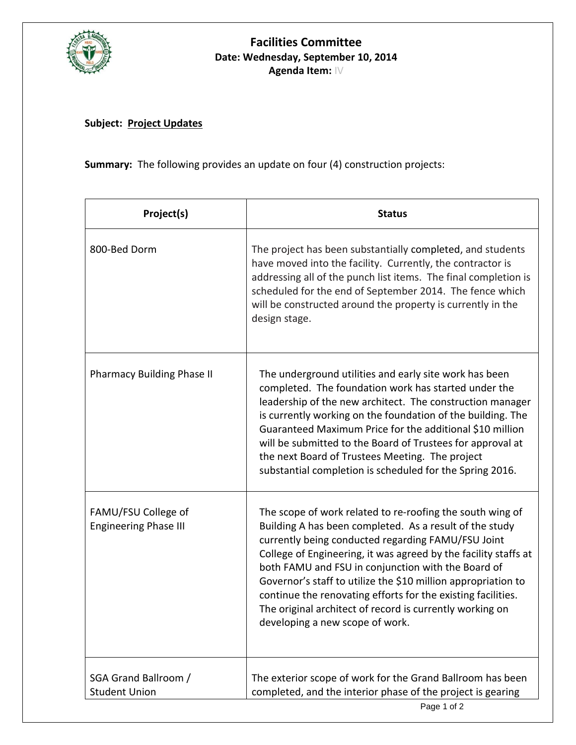# Facilities Committee

**Date: Wednesday, September 10, 2014**

**Agenda Item:** IV

**Subject: Project Updates**

**Summary:** The following provides an update on four (4) construction projects:

| Project(s) | Status |
|---|---|
| 800-Bed Dorm | The project has been substantially completed, and students have moved into the facility. Currently, the contractor is addressing all of the punch list items. The final completion is scheduled for the end of September 2014. The fence which will be constructed around the property is currently in the design stage. |
| Pharmacy Building Phase II | The underground utilities and early site work has been completed. The foundation work has started under the leadership of the new architect. The construction manager is currently working on the foundation of the building. The Guaranteed Maximum Price for the additional $10 million will be submitted to the Board of Trustees for approval at the next Board of Trustees Meeting. The project substantial completion is scheduled for the Spring 2016. |
| FAMU/FSU College of Engineering Phase III | The scope of work related to re-roofing the south wing of Building A has been completed. As a result of the study currently being conducted regarding FAMU/FSU Joint College of Engineering, it was agreed by the facility staffs at both FAMU and FSU in conjunction with the Board of Governor's staff to utilize the $10 million appropriation to continue the renovating efforts for the existing facilities. The original architect of record is currently working on developing a new scope of work. |
| SGA Grand Ballroom / Student Union | The exterior scope of work for the Grand Ballroom has been completed, and the interior phase of the project is gearing |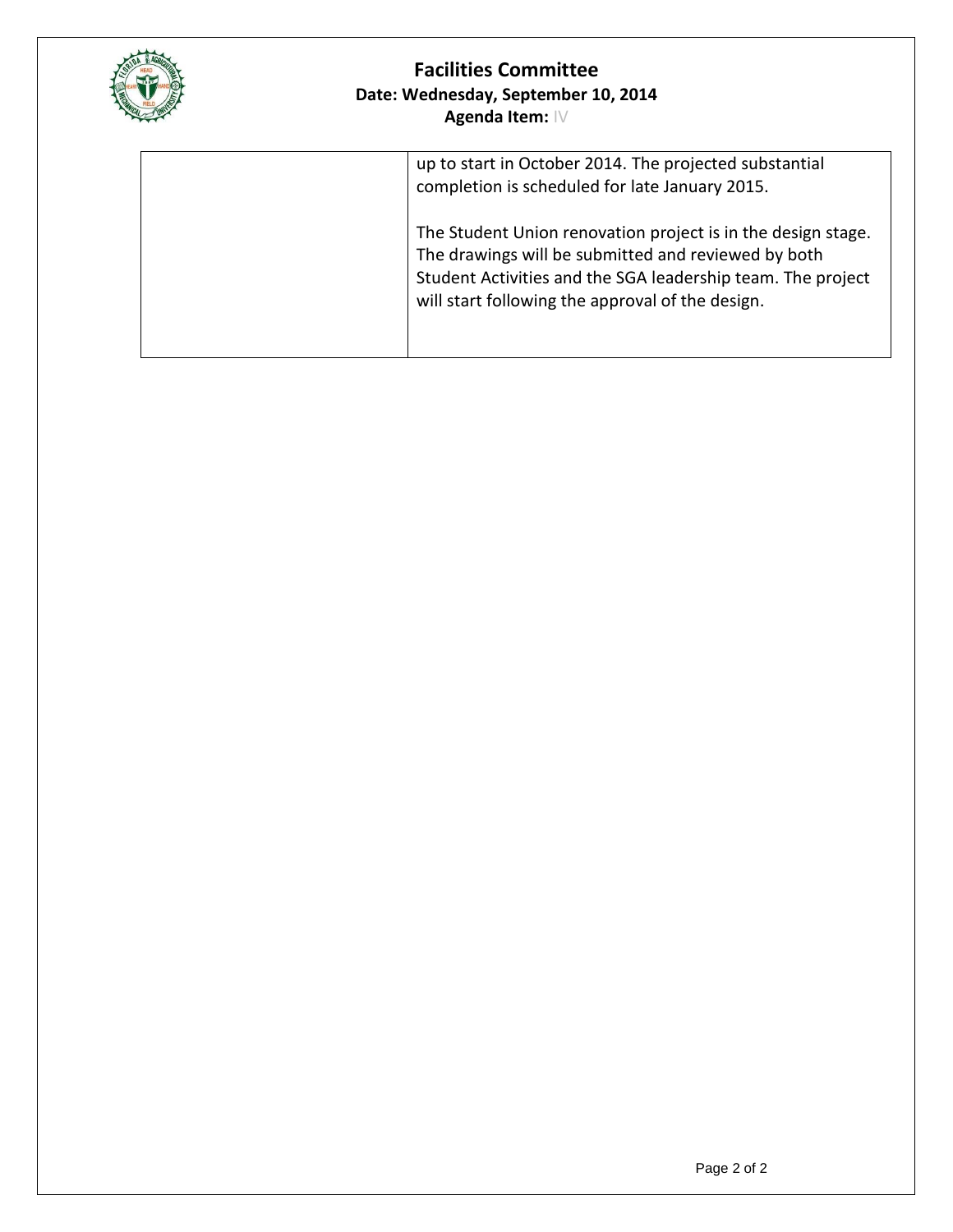# Facilities Committee

**Date: Wednesday, September 10, 2014**

**Agenda Item:** IV

| | |
|---|---|
| | up to start in October 2014. The projected substantial completion is scheduled for late January 2015.<br><br>The Student Union renovation project is in the design stage. The drawings will be submitted and reviewed by both Student Activities and the SGA leadership team. The project will start following the approval of the design. |